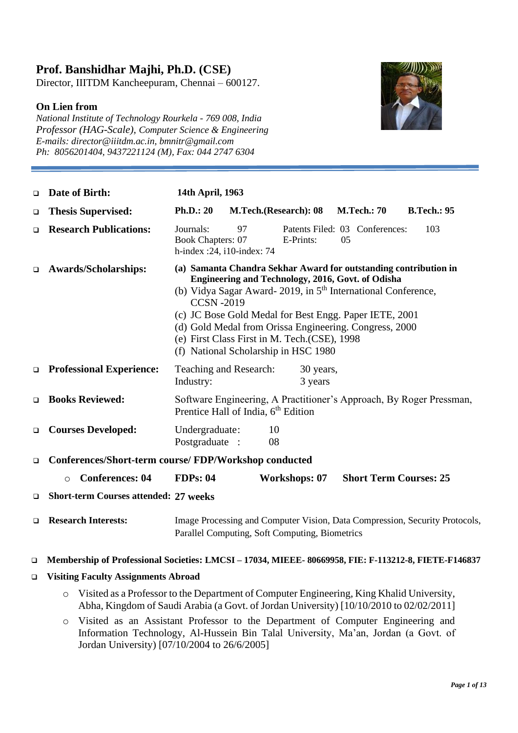# Prof. Banshidhar Majhi, Ph.D. (CSE)

Director, IIITDM Kancheepuram, Chennai – 600127.

**On Lien from**

*National Institute of Technology Rourkela - 769 008, India*
*Professor (HAG-Scale), Computer Science & Engineering*
*E-mails: director@iiitdm.ac.in, bmnitr@gmail.com*
*Ph: 8056201404, 9437221124 (M), Fax: 044 2747 6304*

---

- **Date of Birth:** **14th April, 1963**
- **Thesis Supervised:** **Ph.D.: 20** **M.Tech.(Research): 08** **M.Tech.: 70** **B.Tech.: 95**
- **Research Publications:** Journals: 97 Patents Filed: 03 Conferences: 103
  Book Chapters: 07 E-Prints: 05
  h-index :24, i10-index: 74
- **Awards/Scholarships:**
  (a) **Samanta Chandra Sekhar Award for outstanding contribution in Engineering and Technology, 2016, Govt. of Odisha**
  (b) Vidya Sagar Award- 2019, in 5th International Conference, CCSN -2019
  (c) JC Bose Gold Medal for Best Engg. Paper IETE, 2001
  (d) Gold Medal from Orissa Engineering. Congress, 2000
  (e) First Class First in M. Tech.(CSE), 1998
  (f) National Scholarship in HSC 1980
- **Professional Experience:** Teaching and Research: 30 years,
  Industry: 3 years
- **Books Reviewed:** Software Engineering, A Practitioner's Approach, By Roger Pressman, Prentice Hall of India, 6th Edition
- **Courses Developed:** Undergraduate: 10
  Postgraduate : 08
- **Conferences/Short-term course/ FDP/Workshop conducted**
  - **Conferences: 04** **FDPs: 04** **Workshops: 07** **Short Term Courses: 25**
- **Short-term Courses attended: 27 weeks**
- **Research Interests:** Image Processing and Computer Vision, Data Compression, Security Protocols, Parallel Computing, Soft Computing, Biometrics
- **Membership of Professional Societies: LMCSI – 17034, MIEEE- 80669958, FIE: F-113212-8, FIETE-F146837**
- **Visiting Faculty Assignments Abroad**
  - Visited as a Professor to the Department of Computer Engineering, King Khalid University, Abha, Kingdom of Saudi Arabia (a Govt. of Jordan University) [10/10/2010 to 02/02/2011]
  - Visited as an Assistant Professor to the Department of Computer Engineering and Information Technology, Al-Hussein Bin Talal University, Ma'an, Jordan (a Govt. of Jordan University) [07/10/2004 to 26/6/2005]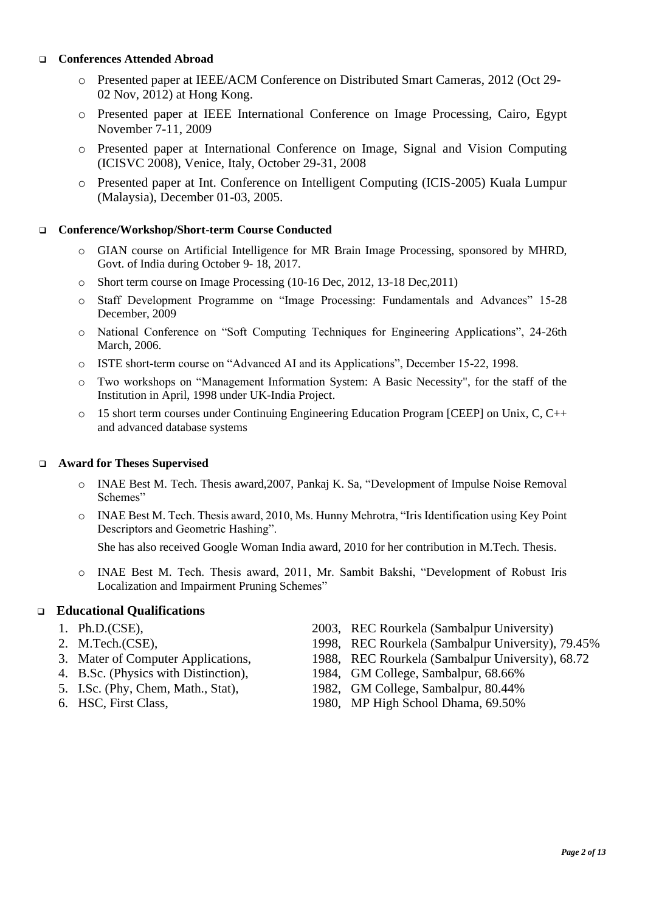## Conferences Attended Abroad

- Presented paper at IEEE/ACM Conference on Distributed Smart Cameras, 2012 (Oct 29-02 Nov, 2012) at Hong Kong.
- Presented paper at IEEE International Conference on Image Processing, Cairo, Egypt November 7-11, 2009
- Presented paper at International Conference on Image, Signal and Vision Computing (ICISVC 2008), Venice, Italy, October 29-31, 2008
- Presented paper at Int. Conference on Intelligent Computing (ICIS-2005) Kuala Lumpur (Malaysia), December 01-03, 2005.

## Conference/Workshop/Short-term Course Conducted

- GIAN course on Artificial Intelligence for MR Brain Image Processing, sponsored by MHRD, Govt. of India during October 9- 18, 2017.
- Short term course on Image Processing (10-16 Dec, 2012, 13-18 Dec,2011)
- Staff Development Programme on "Image Processing: Fundamentals and Advances" 15-28 December, 2009
- National Conference on "Soft Computing Techniques for Engineering Applications", 24-26th March, 2006.
- ISTE short-term course on "Advanced AI and its Applications", December 15-22, 1998.
- Two workshops on "Management Information System: A Basic Necessity", for the staff of the Institution in April, 1998 under UK-India Project.
- 15 short term courses under Continuing Engineering Education Program [CEEP] on Unix, C, C++ and advanced database systems

## Award for Theses Supervised

- INAE Best M. Tech. Thesis award,2007, Pankaj K. Sa, "Development of Impulse Noise Removal Schemes"
- INAE Best M. Tech. Thesis award, 2010, Ms. Hunny Mehrotra, "Iris Identification using Key Point Descriptors and Geometric Hashing".

  She has also received Google Woman India award, 2010 for her contribution in M.Tech. Thesis.
- INAE Best M. Tech. Thesis award, 2011, Mr. Sambit Bakshi, "Development of Robust Iris Localization and Impairment Pruning Schemes"

## Educational Qualifications

1. Ph.D.(CSE), 2003, REC Rourkela (Sambalpur University)
2. M.Tech.(CSE), 1998, REC Rourkela (Sambalpur University), 79.45%
3. Mater of Computer Applications, 1988, REC Rourkela (Sambalpur University), 68.72
4. B.Sc. (Physics with Distinction), 1984, GM College, Sambalpur, 68.66%
5. I.Sc. (Phy, Chem, Math., Stat), 1982, GM College, Sambalpur, 80.44%
6. HSC, First Class, 1980, MP High School Dhama, 69.50%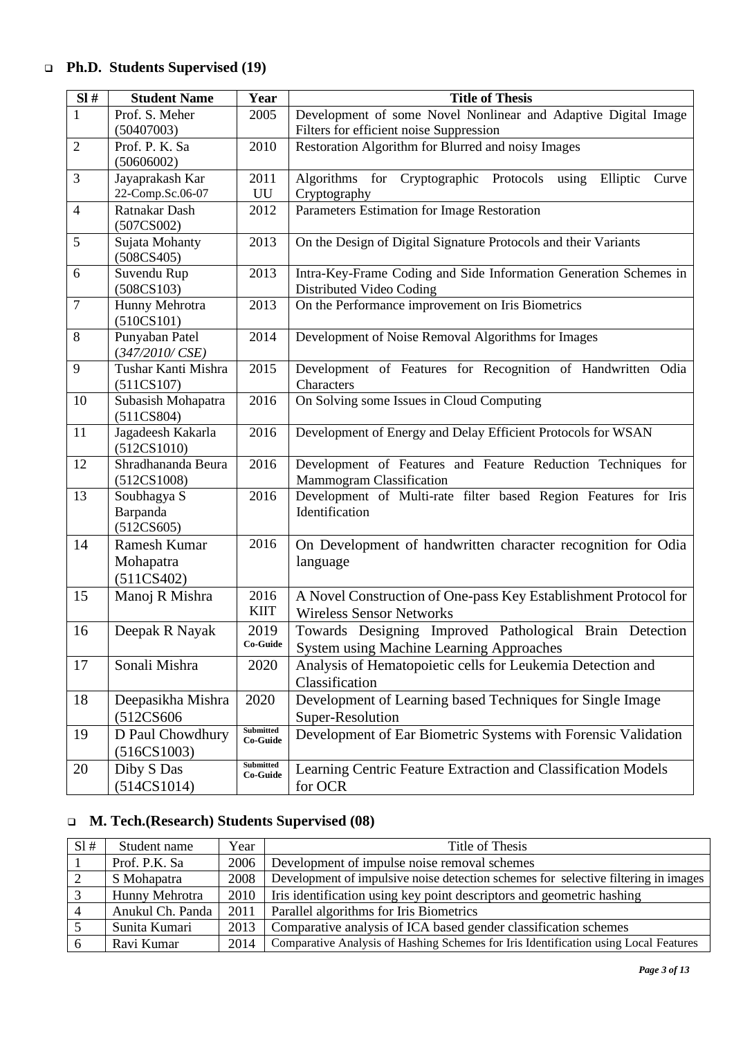- **Ph.D. Students Supervised (19)**

| Sl # | Student Name | Year | Title of Thesis |
|---|---|---|---|
| 1 | Prof. S. Meher (50407003) | 2005 | Development of some Novel Nonlinear and Adaptive Digital Image Filters for efficient noise Suppression |
| 2 | Prof. P. K. Sa (50606002) | 2010 | Restoration Algorithm for Blurred and noisy Images |
| 3 | Jayaprakash Kar 22-Comp.Sc.06-07 | 2011 UU | Algorithms for Cryptographic Protocols using Elliptic Curve Cryptography |
| 4 | Ratnakar Dash (507CS002) | 2012 | Parameters Estimation for Image Restoration |
| 5 | Sujata Mohanty (508CS405) | 2013 | On the Design of Digital Signature Protocols and their Variants |
| 6 | Suvendu Rup (508CS103) | 2013 | Intra-Key-Frame Coding and Side Information Generation Schemes in Distributed Video Coding |
| 7 | Hunny Mehrotra (510CS101) | 2013 | On the Performance improvement on Iris Biometrics |
| 8 | Punyaban Patel (*347/2010/ CSE)* | 2014 | Development of Noise Removal Algorithms for Images |
| 9 | Tushar Kanti Mishra (511CS107) | 2015 | Development of Features for Recognition of Handwritten Odia Characters |
| 10 | Subasish Mohapatra (511CS804) | 2016 | On Solving some Issues in Cloud Computing |
| 11 | Jagadeesh Kakarla (512CS1010) | 2016 | Development of Energy and Delay Efficient Protocols for WSAN |
| 12 | Shradhananda Beura (512CS1008) | 2016 | Development of Features and Feature Reduction Techniques for Mammogram Classification |
| 13 | Soubhagya S Barpanda (512CS605) | 2016 | Development of Multi-rate filter based Region Features for Iris Identification |
| 14 | Ramesh Kumar Mohapatra (511CS402) | 2016 | On Development of handwritten character recognition for Odia language |
| 15 | Manoj R Mishra | 2016 KIIT | A Novel Construction of One-pass Key Establishment Protocol for Wireless Sensor Networks |
| 16 | Deepak R Nayak | 2019 Co-Guide | Towards Designing Improved Pathological Brain Detection System using Machine Learning Approaches |
| 17 | Sonali Mishra | 2020 | Analysis of Hematopoietic cells for Leukemia Detection and Classification |
| 18 | Deepasikha Mishra (512CS606 | 2020 | Development of Learning based Techniques for Single Image Super-Resolution |
| 19 | D Paul Chowdhury (516CS1003) | Submitted Co-Guide | Development of Ear Biometric Systems with Forensic Validation |
| 20 | Diby S Das (514CS1014) | Submitted Co-Guide | Learning Centric Feature Extraction and Classification Models for OCR |

- **M. Tech.(Research) Students Supervised (08)**

| Sl # | Student name | Year | Title of Thesis |
|---|---|---|---|
| 1 | Prof. P.K. Sa | 2006 | Development of impulse noise removal schemes |
| 2 | S Mohapatra | 2008 | Development of impulsive noise detection schemes for selective filtering in images |
| 3 | Hunny Mehrotra | 2010 | Iris identification using key point descriptors and geometric hashing |
| 4 | Anukul Ch. Panda | 2011 | Parallel algorithms for Iris Biometrics |
| 5 | Sunita Kumari | 2013 | Comparative analysis of ICA based gender classification schemes |
| 6 | Ravi Kumar | 2014 | Comparative Analysis of Hashing Schemes for Iris Identification using Local Features |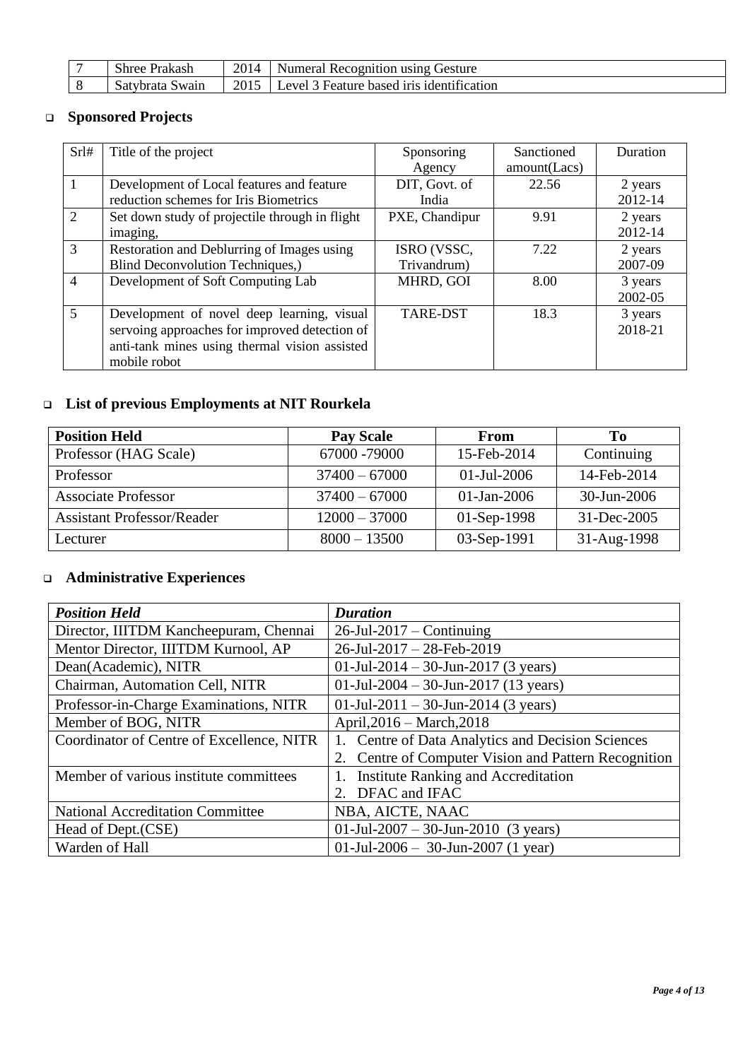| 7 | Shree Prakash | 2014 | Numeral Recognition using Gesture |
|---|---|---|---|
| 8 | Satybrata Swain | 2015 | Level 3 Feature based iris identification |

## Sponsored Projects

| Srl# | Title of the project | Sponsoring Agency | Sanctioned amount(Lacs) | Duration |
|---|---|---|---|---|
| 1 | Development of Local features and feature reduction schemes for Iris Biometrics | DIT, Govt. of India | 22.56 | 2 years 2012-14 |
| 2 | Set down study of projectile through in flight imaging, | PXE, Chandipur | 9.91 | 2 years 2012-14 |
| 3 | Restoration and Deblurring of Images using Blind Deconvolution Techniques,) | ISRO (VSSC, Trivandrum) | 7.22 | 2 years 2007-09 |
| 4 | Development of Soft Computing Lab | MHRD, GOI | 8.00 | 3 years 2002-05 |
| 5 | Development of novel deep learning, visual servoing approaches for improved detection of anti-tank mines using thermal vision assisted mobile robot | TARE-DST | 18.3 | 3 years 2018-21 |

## List of previous Employments at NIT Rourkela

| Position Held | Pay Scale | From | To |
|---|---|---|---|
| Professor (HAG Scale) | 67000 -79000 | 15-Feb-2014 | Continuing |
| Professor | 37400 – 67000 | 01-Jul-2006 | 14-Feb-2014 |
| Associate Professor | 37400 – 67000 | 01-Jan-2006 | 30-Jun-2006 |
| Assistant Professor/Reader | 12000 – 37000 | 01-Sep-1998 | 31-Dec-2005 |
| Lecturer | 8000 – 13500 | 03-Sep-1991 | 31-Aug-1998 |

## Administrative Experiences

| *Position Held* | *Duration* |
|---|---|
| Director, IIITDM Kancheepuram, Chennai | 26-Jul-2017 – Continuing |
| Mentor Director, IIITDM Kurnool, AP | 26-Jul-2017 – 28-Feb-2019 |
| Dean(Academic), NITR | 01-Jul-2014 – 30-Jun-2017 (3 years) |
| Chairman, Automation Cell, NITR | 01-Jul-2004 – 30-Jun-2017 (13 years) |
| Professor-in-Charge Examinations, NITR | 01-Jul-2011 – 30-Jun-2014 (3 years) |
| Member of BOG, NITR | April,2016 – March,2018 |
| Coordinator of Centre of Excellence, NITR | 1. Centre of Data Analytics and Decision Sciences<br>2. Centre of Computer Vision and Pattern Recognition |
| Member of various institute committees | 1. Institute Ranking and Accreditation<br>2. DFAC and IFAC |
| National Accreditation Committee | NBA, AICTE, NAAC |
| Head of Dept.(CSE) | 01-Jul-2007 – 30-Jun-2010 (3 years) |
| Warden of Hall | 01-Jul-2006 – 30-Jun-2007 (1 year) |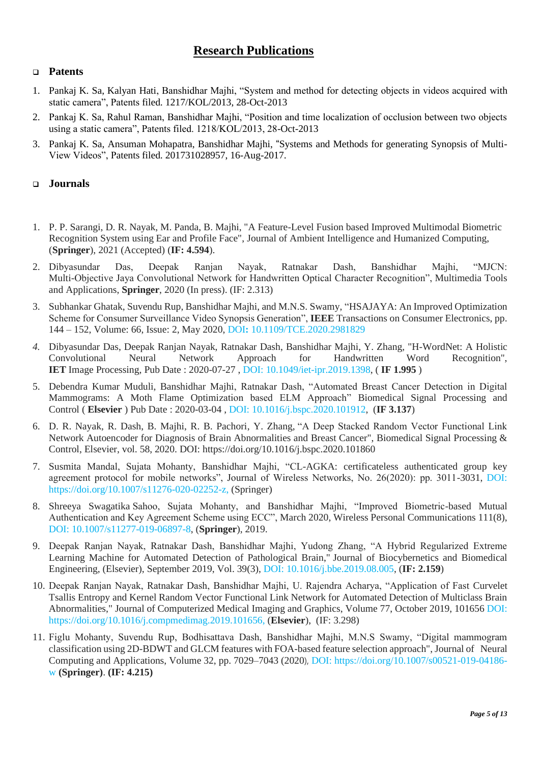# Research Publications

## Patents

1. Pankaj K. Sa, Kalyan Hati, Banshidhar Majhi, “System and method for detecting objects in videos acquired with static camera”, Patents filed. 1217/KOL/2013, 28-Oct-2013
2. Pankaj K. Sa, Rahul Raman, Banshidhar Majhi, “Position and time localization of occlusion between two objects using a static camera”, Patents filed. 1218/KOL/2013, 28-Oct-2013
3. Pankaj K. Sa, Ansuman Mohapatra, Banshidhar Majhi, “Systems and Methods for generating Synopsis of Multi-View Videos”, Patents filed. 201731028957, 16-Aug-2017.

## Journals

1. P. P. Sarangi, D. R. Nayak, M. Panda, B. Majhi, "A Feature-Level Fusion based Improved Multimodal Biometric Recognition System using Ear and Profile Face", Journal of Ambient Intelligence and Humanized Computing, (**Springer**), 2021 (Accepted) (**IF: 4.594**).
2. Dibyasundar Das, Deepak Ranjan Nayak, Ratnakar Dash, Banshidhar Majhi, “MJCN: Multi-Objective Jaya Convolutional Network for Handwritten Optical Character Recognition”, Multimedia Tools and Applications, **Springer**, 2020 (In press). (IF: 2.313)
3. Subhankar Ghatak, Suvendu Rup, Banshidhar Majhi, and M.N.S. Swamy, “HSAJAYA: An Improved Optimization Scheme for Consumer Surveillance Video Synopsis Generation”, **IEEE** Transactions on Consumer Electronics, pp. 144 – 152, Volume: 66, Issue: 2, May 2020, DOI**:** 10.1109/TCE.2020.2981829
4. Dibyasundar Das, Deepak Ranjan Nayak, Ratnakar Dash, Banshidhar Majhi, Y. Zhang, "H-WordNet: A Holistic Convolutional Neural Network Approach for Handwritten Word Recognition", **IET** Image Processing, Pub Date : 2020-07-27 , DOI: 10.1049/iet-ipr.2019.1398, ( **IF 1.995** )
5. Debendra Kumar Muduli, Banshidhar Majhi, Ratnakar Dash, “Automated Breast Cancer Detection in Digital Mammograms: A Moth Flame Optimization based ELM Approach” Biomedical Signal Processing and Control ( **Elsevier** ) Pub Date : 2020-03-04 , DOI: 10.1016/j.bspc.2020.101912, (**IF 3.137**)
6. D. R. Nayak, R. Dash, B. Majhi, R. B. Pachori, Y. Zhang, “A Deep Stacked Random Vector Functional Link Network Autoencoder for Diagnosis of Brain Abnormalities and Breast Cancer", Biomedical Signal Processing & Control, Elsevier, vol. 58, 2020. DOI: https://doi.org/10.1016/j.bspc.2020.101860
7. Susmita Mandal, Sujata Mohanty, Banshidhar Majhi, “CL-AGKA: certificateless authenticated group key agreement protocol for mobile networks”, Journal of Wireless Networks, No. 26(2020): pp. 3011-3031, DOI: https://doi.org/10.1007/s11276-020-02252-z, (Springer)
8. Shreeya Swagatika Sahoo, Sujata Mohanty, and Banshidhar Majhi, “Improved Biometric-based Mutual Authentication and Key Agreement Scheme using ECC”, March 2020, Wireless Personal Communications 111(8), DOI: 10.1007/s11277-019-06897-8, (**Springer**), 2019.
9. Deepak Ranjan Nayak, Ratnakar Dash, Banshidhar Majhi, Yudong Zhang, “A Hybrid Regularized Extreme Learning Machine for Automated Detection of Pathological Brain," Journal of Biocybernetics and Biomedical Engineering, (Elsevier), September 2019, Vol. 39(3), DOI: 10.1016/j.bbe.2019.08.005, (**IF: 2.159**)
10. Deepak Ranjan Nayak, Ratnakar Dash, Banshidhar Majhi, U. Rajendra Acharya, “Application of Fast Curvelet Tsallis Entropy and Kernel Random Vector Functional Link Network for Automated Detection of Multiclass Brain Abnormalities," Journal of Computerized Medical Imaging and Graphics, Volume 77, October 2019, 101656 DOI: https://doi.org/10.1016/j.compmedimag.2019.101656, (**Elsevier**), (IF: 3.298)
11. Figlu Mohanty, Suvendu Rup, Bodhisattava Dash, Banshidhar Majhi, M.N.S Swamy, “Digital mammogram classification using 2D-BDWT and GLCM features with FOA-based feature selection approach", Journal of Neural Computing and Applications, Volume 32, pp. 7029–7043 (2020), DOI: https://doi.org/10.1007/s00521-019-04186-w **(Springer)**. **(IF: 4.215)**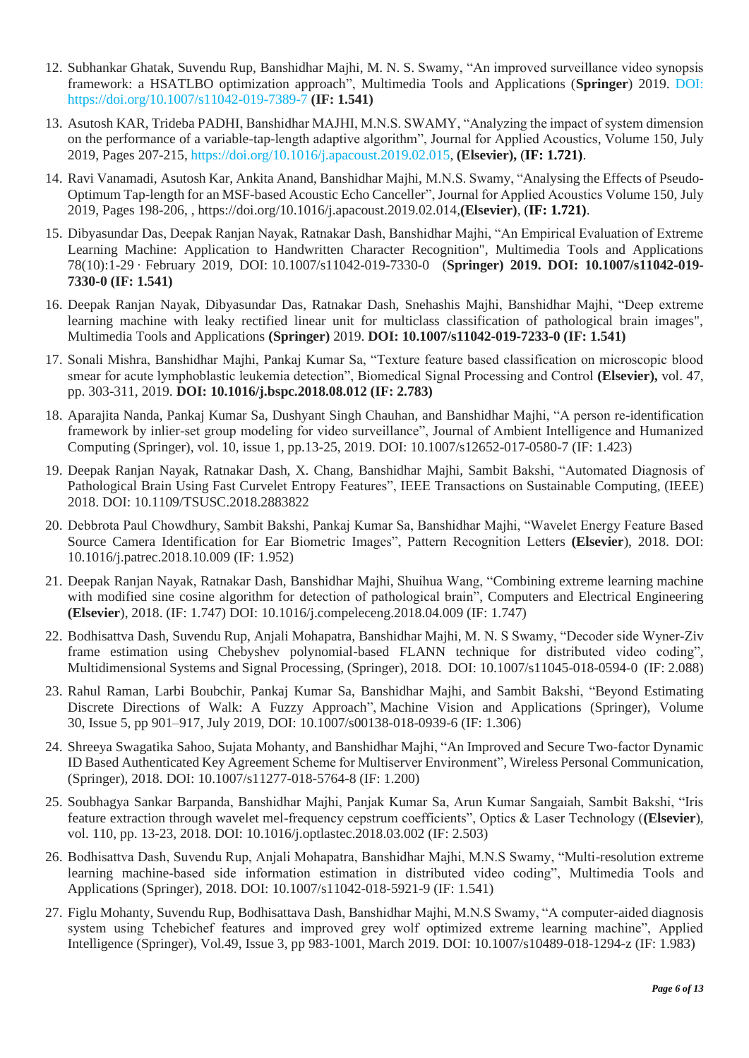12. Subhankar Ghatak, Suvendu Rup, Banshidhar Majhi, M. N. S. Swamy, "An improved surveillance video synopsis framework: a HSATLBO optimization approach", Multimedia Tools and Applications (**Springer**) 2019. DOI: https://doi.org/10.1007/s11042-019-7389-7 **(IF: 1.541)**

13. Asutosh KAR, Trideba PADHI, Banshidhar MAJHI, M.N.S. SWAMY, "Analyzing the impact of system dimension on the performance of a variable-tap-length adaptive algorithm", Journal for Applied Acoustics, Volume 150, July 2019, Pages 207-215, https://doi.org/10.1016/j.apacoust.2019.02.015, **(Elsevier),** (**IF: 1.721)**.

14. Ravi Vanamadi, Asutosh Kar, Ankita Anand, Banshidhar Majhi, M.N.S. Swamy, "Analysing the Effects of Pseudo-Optimum Tap-length for an MSF-based Acoustic Echo Canceller", Journal for Applied Acoustics Volume 150, July 2019, Pages 198-206, , https://doi.org/10.1016/j.apacoust.2019.02.014,**(Elsevier)**, (**IF: 1.721)**.

15. Dibyasundar Das, Deepak Ranjan Nayak, Ratnakar Dash, Banshidhar Majhi, "An Empirical Evaluation of Extreme Learning Machine: Application to Handwritten Character Recognition", Multimedia Tools and Applications 78(10):1-29 · February 2019, DOI: 10.1007/s11042-019-7330-0 (**Springer) 2019. DOI: 10.1007/s11042-019-7330-0 (IF: 1.541)**

16. Deepak Ranjan Nayak, Dibyasundar Das, Ratnakar Dash, Snehashis Majhi, Banshidhar Majhi, "Deep extreme learning machine with leaky rectified linear unit for multiclass classification of pathological brain images", Multimedia Tools and Applications **(Springer)** 2019. **DOI: 10.1007/s11042-019-7233-0 (IF: 1.541)**

17. Sonali Mishra, Banshidhar Majhi, Pankaj Kumar Sa, "Texture feature based classification on microscopic blood smear for acute lymphoblastic leukemia detection", Biomedical Signal Processing and Control **(Elsevier),** vol. 47, pp. 303-311, 2019. **DOI: 10.1016/j.bspc.2018.08.012 (IF: 2.783)**

18. Aparajita Nanda, Pankaj Kumar Sa, Dushyant Singh Chauhan, and Banshidhar Majhi, "A person re-identification framework by inlier-set group modeling for video surveillance", Journal of Ambient Intelligence and Humanized Computing (Springer), vol. 10, issue 1, pp.13-25, 2019. DOI: 10.1007/s12652-017-0580-7 (IF: 1.423)

19. Deepak Ranjan Nayak, Ratnakar Dash, X. Chang, Banshidhar Majhi, Sambit Bakshi, "Automated Diagnosis of Pathological Brain Using Fast Curvelet Entropy Features", IEEE Transactions on Sustainable Computing, (IEEE) 2018. DOI: 10.1109/TSUSC.2018.2883822

20. Debbrota Paul Chowdhury, Sambit Bakshi, Pankaj Kumar Sa, Banshidhar Majhi, "Wavelet Energy Feature Based Source Camera Identification for Ear Biometric Images", Pattern Recognition Letters (**Elsevier**), 2018. DOI: 10.1016/j.patrec.2018.10.009 (IF: 1.952)

21. Deepak Ranjan Nayak, Ratnakar Dash, Banshidhar Majhi, Shuihua Wang, "Combining extreme learning machine with modified sine cosine algorithm for detection of pathological brain", Computers and Electrical Engineering **(Elsevier**), 2018. (IF: 1.747) DOI: 10.1016/j.compeleceng.2018.04.009 (IF: 1.747)

22. Bodhisattva Dash, Suvendu Rup, Anjali Mohapatra, Banshidhar Majhi, M. N. S Swamy, "Decoder side Wyner-Ziv frame estimation using Chebyshev polynomial-based FLANN technique for distributed video coding", Multidimensional Systems and Signal Processing, (Springer), 2018. DOI: 10.1007/s11045-018-0594-0 (IF: 2.088)

23. Rahul Raman, Larbi Boubchir, Pankaj Kumar Sa, Banshidhar Majhi, and Sambit Bakshi, "Beyond Estimating Discrete Directions of Walk: A Fuzzy Approach", Machine Vision and Applications (Springer), Volume 30, Issue 5, pp 901–917, July 2019, DOI: 10.1007/s00138-018-0939-6 (IF: 1.306)

24. Shreeya Swagatika Sahoo, Sujata Mohanty, and Banshidhar Majhi, "An Improved and Secure Two-factor Dynamic ID Based Authenticated Key Agreement Scheme for Multiserver Environment", Wireless Personal Communication, (Springer), 2018. DOI: 10.1007/s11277-018-5764-8 (IF: 1.200)

25. Soubhagya Sankar Barpanda, Banshidhar Majhi, Panjak Kumar Sa, Arun Kumar Sangaiah, Sambit Bakshi, "Iris feature extraction through wavelet mel-frequency cepstrum coefficients", Optics & Laser Technology ((**Elsevier**), vol. 110, pp. 13-23, 2018. DOI: 10.1016/j.optlastec.2018.03.002 (IF: 2.503)

26. Bodhisattva Dash, Suvendu Rup, Anjali Mohapatra, Banshidhar Majhi, M.N.S Swamy, "Multi-resolution extreme learning machine-based side information estimation in distributed video coding", Multimedia Tools and Applications (Springer), 2018. DOI: 10.1007/s11042-018-5921-9 (IF: 1.541)

27. Figlu Mohanty, Suvendu Rup, Bodhisattava Dash, Banshidhar Majhi, M.N.S Swamy, "A computer-aided diagnosis system using Tchebichef features and improved grey wolf optimized extreme learning machine", Applied Intelligence (Springer), Vol.49, Issue 3, pp 983-1001, March 2019. DOI: 10.1007/s10489-018-1294-z (IF: 1.983)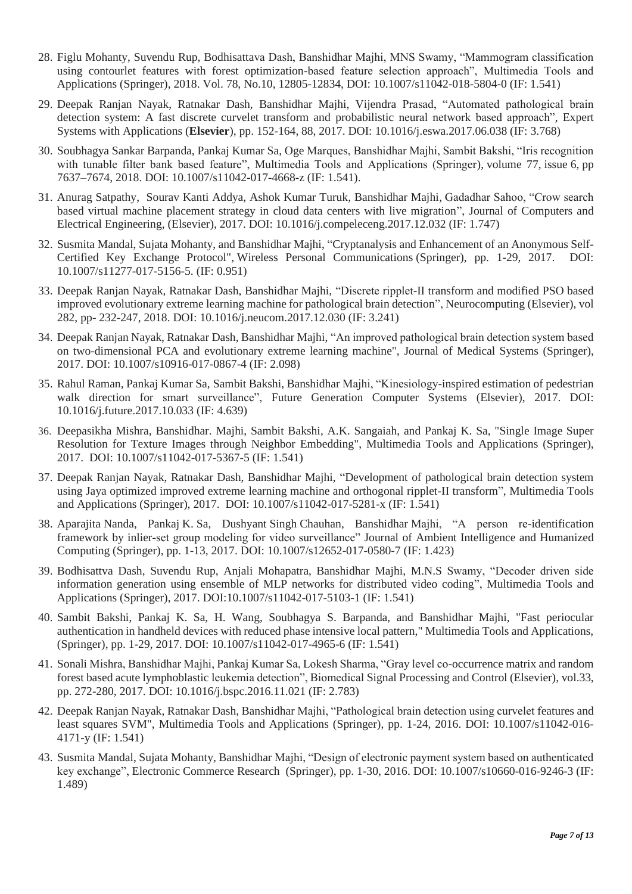28. Figlu Mohanty, Suvendu Rup, Bodhisattava Dash, Banshidhar Majhi, MNS Swamy, "Mammogram classification using contourlet features with forest optimization-based feature selection approach", Multimedia Tools and Applications (Springer), 2018. Vol. 78, No.10, 12805-12834, DOI: 10.1007/s11042-018-5804-0 (IF: 1.541)
29. Deepak Ranjan Nayak, Ratnakar Dash, Banshidhar Majhi, Vijendra Prasad, "Automated pathological brain detection system: A fast discrete curvelet transform and probabilistic neural network based approach", Expert Systems with Applications (**Elsevier**), pp. 152-164, 88, 2017. DOI: 10.1016/j.eswa.2017.06.038 (IF: 3.768)
30. Soubhagya Sankar Barpanda, Pankaj Kumar Sa, Oge Marques, Banshidhar Majhi, Sambit Bakshi, "Iris recognition with tunable filter bank based feature", Multimedia Tools and Applications (Springer), volume 77, issue 6, pp 7637–7674, 2018. DOI: 10.1007/s11042-017-4668-z (IF: 1.541).
31. Anurag Satpathy, Sourav Kanti Addya, Ashok Kumar Turuk, Banshidhar Majhi, Gadadhar Sahoo, "Crow search based virtual machine placement strategy in cloud data centers with live migration", Journal of Computers and Electrical Engineering, (Elsevier), 2017. DOI: 10.1016/j.compeleceng.2017.12.032 (IF: 1.747)
32. Susmita Mandal, Sujata Mohanty, and Banshidhar Majhi, "Cryptanalysis and Enhancement of an Anonymous Self-Certified Key Exchange Protocol", Wireless Personal Communications (Springer), pp. 1-29, 2017. DOI: 10.1007/s11277-017-5156-5. (IF: 0.951)
33. Deepak Ranjan Nayak, Ratnakar Dash, Banshidhar Majhi, "Discrete ripplet-II transform and modified PSO based improved evolutionary extreme learning machine for pathological brain detection", Neurocomputing (Elsevier), vol 282, pp- 232-247, 2018. DOI: 10.1016/j.neucom.2017.12.030 (IF: 3.241)
34. Deepak Ranjan Nayak, Ratnakar Dash, Banshidhar Majhi, "An improved pathological brain detection system based on two-dimensional PCA and evolutionary extreme learning machine", Journal of Medical Systems (Springer), 2017. DOI: 10.1007/s10916-017-0867-4 (IF: 2.098)
35. Rahul Raman, Pankaj Kumar Sa, Sambit Bakshi, Banshidhar Majhi, "Kinesiology-inspired estimation of pedestrian walk direction for smart surveillance", Future Generation Computer Systems (Elsevier), 2017. DOI: 10.1016/j.future.2017.10.033 (IF: 4.639)
36. Deepasikha Mishra, Banshidhar. Majhi, Sambit Bakshi, A.K. Sangaiah, and Pankaj K. Sa, "Single Image Super Resolution for Texture Images through Neighbor Embedding", Multimedia Tools and Applications (Springer), 2017. DOI: 10.1007/s11042-017-5367-5 (IF: 1.541)
37. Deepak Ranjan Nayak, Ratnakar Dash, Banshidhar Majhi, "Development of pathological brain detection system using Jaya optimized improved extreme learning machine and orthogonal ripplet-II transform", Multimedia Tools and Applications (Springer), 2017. DOI: 10.1007/s11042-017-5281-x (IF: 1.541)
38. Aparajita Nanda, Pankaj K. Sa, Dushyant Singh Chauhan, Banshidhar Majhi, "A person re-identification framework by inlier-set group modeling for video surveillance" Journal of Ambient Intelligence and Humanized Computing (Springer), pp. 1-13, 2017. DOI: 10.1007/s12652-017-0580-7 (IF: 1.423)
39. Bodhisattva Dash, Suvendu Rup, Anjali Mohapatra, Banshidhar Majhi, M.N.S Swamy, "Decoder driven side information generation using ensemble of MLP networks for distributed video coding", Multimedia Tools and Applications (Springer), 2017. DOI:10.1007/s11042-017-5103-1 (IF: 1.541)
40. Sambit Bakshi, Pankaj K. Sa, H. Wang, Soubhagya S. Barpanda, and Banshidhar Majhi, "Fast periocular authentication in handheld devices with reduced phase intensive local pattern," Multimedia Tools and Applications, (Springer), pp. 1-29, 2017. DOI: 10.1007/s11042-017-4965-6 (IF: 1.541)
41. Sonali Mishra, Banshidhar Majhi, Pankaj Kumar Sa, Lokesh Sharma, "Gray level co-occurrence matrix and random forest based acute lymphoblastic leukemia detection", Biomedical Signal Processing and Control (Elsevier), vol.33, pp. 272-280, 2017. DOI: 10.1016/j.bspc.2016.11.021 (IF: 2.783)
42. Deepak Ranjan Nayak, Ratnakar Dash, Banshidhar Majhi, "Pathological brain detection using curvelet features and least squares SVM", Multimedia Tools and Applications (Springer), pp. 1-24, 2016. DOI: 10.1007/s11042-016-4171-y (IF: 1.541)
43. Susmita Mandal, Sujata Mohanty, Banshidhar Majhi, "Design of electronic payment system based on authenticated key exchange", Electronic Commerce Research (Springer), pp. 1-30, 2016. DOI: 10.1007/s10660-016-9246-3 (IF: 1.489)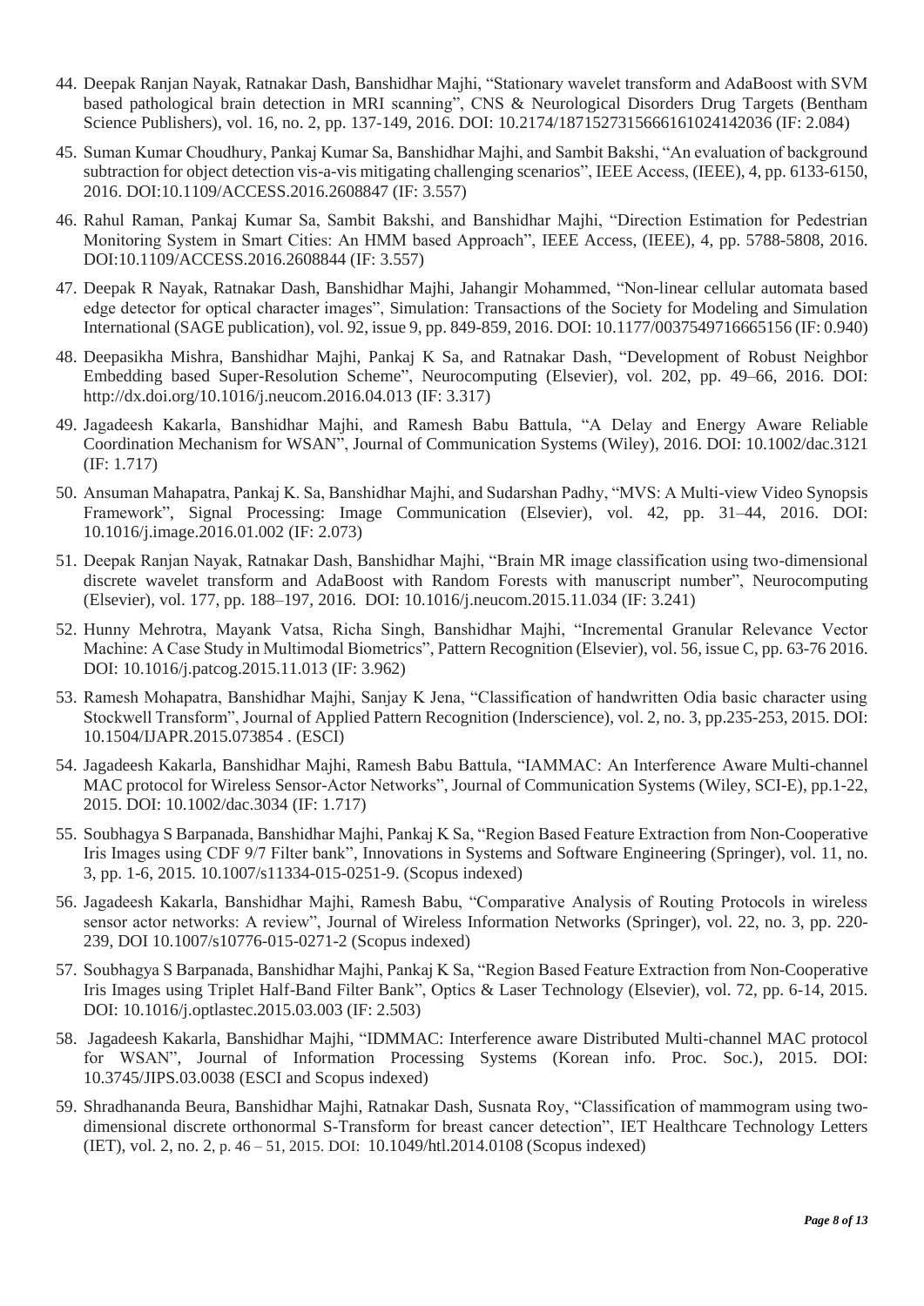44. Deepak Ranjan Nayak, Ratnakar Dash, Banshidhar Majhi, "Stationary wavelet transform and AdaBoost with SVM based pathological brain detection in MRI scanning", CNS & Neurological Disorders Drug Targets (Bentham Science Publishers), vol. 16, no. 2, pp. 137-149, 2016. DOI: 10.2174/1871527315666161024142036 (IF: 2.084)

45. Suman Kumar Choudhury, Pankaj Kumar Sa, Banshidhar Majhi, and Sambit Bakshi, "An evaluation of background subtraction for object detection vis-a-vis mitigating challenging scenarios", IEEE Access, (IEEE), 4, pp. 6133-6150, 2016. DOI:10.1109/ACCESS.2016.2608847 (IF: 3.557)

46. Rahul Raman, Pankaj Kumar Sa, Sambit Bakshi, and Banshidhar Majhi, "Direction Estimation for Pedestrian Monitoring System in Smart Cities: An HMM based Approach", IEEE Access, (IEEE), 4, pp. 5788-5808, 2016. DOI:10.1109/ACCESS.2016.2608844 (IF: 3.557)

47. Deepak R Nayak, Ratnakar Dash, Banshidhar Majhi, Jahangir Mohammed, "Non-linear cellular automata based edge detector for optical character images", Simulation: Transactions of the Society for Modeling and Simulation International (SAGE publication), vol. 92, issue 9, pp. 849-859, 2016. DOI: 10.1177/0037549716665156 (IF: 0.940)

48. Deepasikha Mishra, Banshidhar Majhi, Pankaj K Sa, and Ratnakar Dash, "Development of Robust Neighbor Embedding based Super-Resolution Scheme", Neurocomputing (Elsevier), vol. 202, pp. 49–66, 2016. DOI: http://dx.doi.org/10.1016/j.neucom.2016.04.013 (IF: 3.317)

49. Jagadeesh Kakarla, Banshidhar Majhi, and Ramesh Babu Battula, "A Delay and Energy Aware Reliable Coordination Mechanism for WSAN", Journal of Communication Systems (Wiley), 2016. DOI: 10.1002/dac.3121 (IF: 1.717)

50. Ansuman Mahapatra, Pankaj K. Sa, Banshidhar Majhi, and Sudarshan Padhy, "MVS: A Multi-view Video Synopsis Framework", Signal Processing: Image Communication (Elsevier), vol. 42, pp. 31–44, 2016. DOI: 10.1016/j.image.2016.01.002 (IF: 2.073)

51. Deepak Ranjan Nayak, Ratnakar Dash, Banshidhar Majhi, "Brain MR image classification using two-dimensional discrete wavelet transform and AdaBoost with Random Forests with manuscript number", Neurocomputing (Elsevier), vol. 177, pp. 188–197, 2016. DOI: 10.1016/j.neucom.2015.11.034 (IF: 3.241)

52. Hunny Mehrotra, Mayank Vatsa, Richa Singh, Banshidhar Majhi, "Incremental Granular Relevance Vector Machine: A Case Study in Multimodal Biometrics", Pattern Recognition (Elsevier), vol. 56, issue C, pp. 63-76 2016. DOI: 10.1016/j.patcog.2015.11.013 (IF: 3.962)

53. Ramesh Mohapatra, Banshidhar Majhi, Sanjay K Jena, "Classification of handwritten Odia basic character using Stockwell Transform", Journal of Applied Pattern Recognition (Inderscience), vol. 2, no. 3, pp.235-253, 2015. DOI: 10.1504/IJAPR.2015.073854 . (ESCI)

54. Jagadeesh Kakarla, Banshidhar Majhi, Ramesh Babu Battula, "IAMMAC: An Interference Aware Multi-channel MAC protocol for Wireless Sensor-Actor Networks", Journal of Communication Systems (Wiley, SCI-E), pp.1-22, 2015. DOI: 10.1002/dac.3034 (IF: 1.717)

55. Soubhagya S Barpanada, Banshidhar Majhi, Pankaj K Sa, "Region Based Feature Extraction from Non-Cooperative Iris Images using CDF 9/7 Filter bank", Innovations in Systems and Software Engineering (Springer), vol. 11, no. 3, pp. 1-6, 2015. 10.1007/s11334-015-0251-9. (Scopus indexed)

56. Jagadeesh Kakarla, Banshidhar Majhi, Ramesh Babu, "Comparative Analysis of Routing Protocols in wireless sensor actor networks: A review", Journal of Wireless Information Networks (Springer), vol. 22, no. 3, pp. 220-239, DOI 10.1007/s10776-015-0271-2 (Scopus indexed)

57. Soubhagya S Barpanada, Banshidhar Majhi, Pankaj K Sa, "Region Based Feature Extraction from Non-Cooperative Iris Images using Triplet Half-Band Filter Bank", Optics & Laser Technology (Elsevier), vol. 72, pp. 6-14, 2015. DOI: 10.1016/j.optlastec.2015.03.003 (IF: 2.503)

58. Jagadeesh Kakarla, Banshidhar Majhi, "IDMMAC: Interference aware Distributed Multi-channel MAC protocol for WSAN", Journal of Information Processing Systems (Korean info. Proc. Soc.), 2015. DOI: 10.3745/JIPS.03.0038 (ESCI and Scopus indexed)

59. Shradhananda Beura, Banshidhar Majhi, Ratnakar Dash, Susnata Roy, "Classification of mammogram using two-dimensional discrete orthonormal S-Transform for breast cancer detection", IET Healthcare Technology Letters (IET), vol. 2, no. 2, p. 46 – 51, 2015. DOI: 10.1049/htl.2014.0108 (Scopus indexed)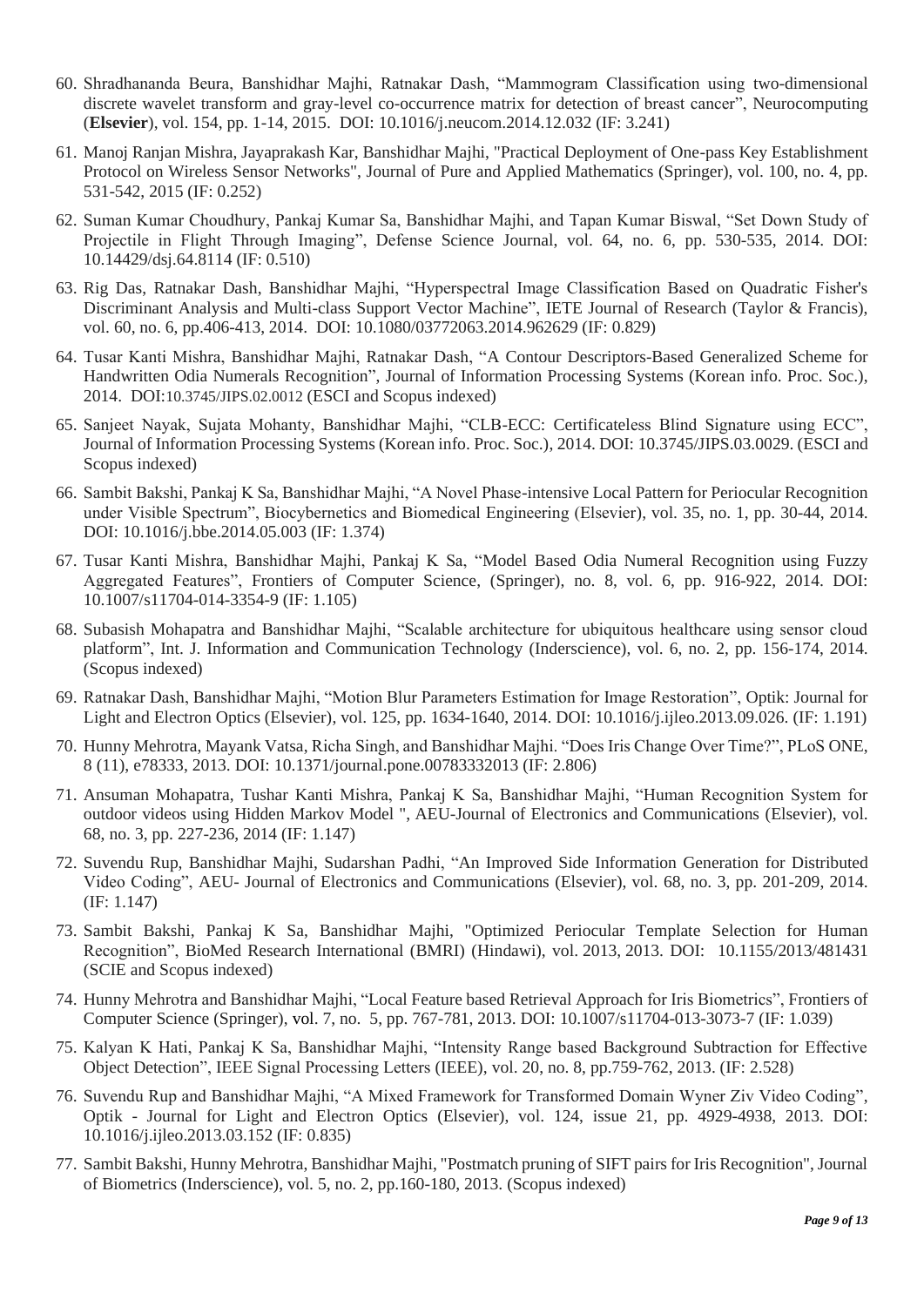60. Shradhananda Beura, Banshidhar Majhi, Ratnakar Dash, “Mammogram Classification using two-dimensional discrete wavelet transform and gray-level co-occurrence matrix for detection of breast cancer”, Neurocomputing (**Elsevier**), vol. 154, pp. 1-14, 2015. DOI: 10.1016/j.neucom.2014.12.032 (IF: 3.241)
61. Manoj Ranjan Mishra, Jayaprakash Kar, Banshidhar Majhi, "Practical Deployment of One-pass Key Establishment Protocol on Wireless Sensor Networks", Journal of Pure and Applied Mathematics (Springer), vol. 100, no. 4, pp. 531-542, 2015 (IF: 0.252)
62. Suman Kumar Choudhury, Pankaj Kumar Sa, Banshidhar Majhi, and Tapan Kumar Biswal, “Set Down Study of Projectile in Flight Through Imaging”, Defense Science Journal, vol. 64, no. 6, pp. 530-535, 2014. DOI: 10.14429/dsj.64.8114 (IF: 0.510)
63. Rig Das, Ratnakar Dash, Banshidhar Majhi, “Hyperspectral Image Classification Based on Quadratic Fisher's Discriminant Analysis and Multi-class Support Vector Machine”, IETE Journal of Research (Taylor & Francis), vol. 60, no. 6, pp.406-413, 2014. DOI: 10.1080/03772063.2014.962629 (IF: 0.829)
64. Tusar Kanti Mishra, Banshidhar Majhi, Ratnakar Dash, “A Contour Descriptors-Based Generalized Scheme for Handwritten Odia Numerals Recognition”, Journal of Information Processing Systems (Korean info. Proc. Soc.), 2014. DOI:10.3745/JIPS.02.0012 (ESCI and Scopus indexed)
65. Sanjeet Nayak, Sujata Mohanty, Banshidhar Majhi, “CLB-ECC: Certificateless Blind Signature using ECC”, Journal of Information Processing Systems (Korean info. Proc. Soc.), 2014. DOI: 10.3745/JIPS.03.0029. (ESCI and Scopus indexed)
66. Sambit Bakshi, Pankaj K Sa, Banshidhar Majhi, “A Novel Phase-intensive Local Pattern for Periocular Recognition under Visible Spectrum”, Biocybernetics and Biomedical Engineering (Elsevier), vol. 35, no. 1, pp. 30-44, 2014. DOI: 10.1016/j.bbe.2014.05.003 (IF: 1.374)
67. Tusar Kanti Mishra, Banshidhar Majhi, Pankaj K Sa, “Model Based Odia Numeral Recognition using Fuzzy Aggregated Features”, Frontiers of Computer Science, (Springer), no. 8, vol. 6, pp. 916-922, 2014. DOI: 10.1007/s11704-014-3354-9 (IF: 1.105)
68. Subasish Mohapatra and Banshidhar Majhi, “Scalable architecture for ubiquitous healthcare using sensor cloud platform”, Int. J. Information and Communication Technology (Inderscience), vol. 6, no. 2, pp. 156-174, 2014. (Scopus indexed)
69. Ratnakar Dash, Banshidhar Majhi, “Motion Blur Parameters Estimation for Image Restoration”, Optik: Journal for Light and Electron Optics (Elsevier), vol. 125, pp. 1634-1640, 2014. DOI: 10.1016/j.ijleo.2013.09.026. (IF: 1.191)
70. Hunny Mehrotra, Mayank Vatsa, Richa Singh, and Banshidhar Majhi. “Does Iris Change Over Time?”, PLoS ONE, 8 (11), e78333, 2013. DOI: 10.1371/journal.pone.00783332013 (IF: 2.806)
71. Ansuman Mohapatra, Tushar Kanti Mishra, Pankaj K Sa, Banshidhar Majhi, “Human Recognition System for outdoor videos using Hidden Markov Model ", AEU-Journal of Electronics and Communications (Elsevier), vol. 68, no. 3, pp. 227-236, 2014 (IF: 1.147)
72. Suvendu Rup, Banshidhar Majhi, Sudarshan Padhi, “An Improved Side Information Generation for Distributed Video Coding”, AEU- Journal of Electronics and Communications (Elsevier), vol. 68, no. 3, pp. 201-209, 2014. (IF: 1.147)
73. Sambit Bakshi, Pankaj K Sa, Banshidhar Majhi, "Optimized Periocular Template Selection for Human Recognition", BioMed Research International (BMRI) (Hindawi), vol. 2013, 2013. DOI: 10.1155/2013/481431 (SCIE and Scopus indexed)
74. Hunny Mehrotra and Banshidhar Majhi, “Local Feature based Retrieval Approach for Iris Biometrics”, Frontiers of Computer Science (Springer), vol. 7, no. 5, pp. 767-781, 2013. DOI: 10.1007/s11704-013-3073-7 (IF: 1.039)
75. Kalyan K Hati, Pankaj K Sa, Banshidhar Majhi, “Intensity Range based Background Subtraction for Effective Object Detection”, IEEE Signal Processing Letters (IEEE), vol. 20, no. 8, pp.759-762, 2013. (IF: 2.528)
76. Suvendu Rup and Banshidhar Majhi, “A Mixed Framework for Transformed Domain Wyner Ziv Video Coding”, Optik - Journal for Light and Electron Optics (Elsevier), vol. 124, issue 21, pp. 4929-4938, 2013. DOI: 10.1016/j.ijleo.2013.03.152 (IF: 0.835)
77. Sambit Bakshi, Hunny Mehrotra, Banshidhar Majhi, "Postmatch pruning of SIFT pairs for Iris Recognition", Journal of Biometrics (Inderscience), vol. 5, no. 2, pp.160-180, 2013. (Scopus indexed)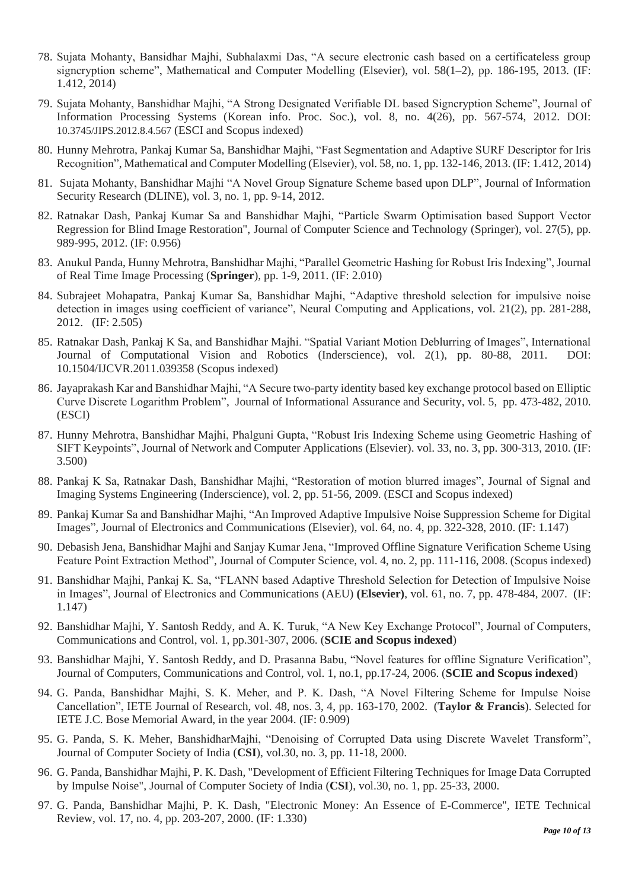78. Sujata Mohanty, Bansidhar Majhi, Subhalaxmi Das, "A secure electronic cash based on a certificateless group signcryption scheme", Mathematical and Computer Modelling (Elsevier), vol. 58(1–2), pp. 186-195, 2013. (IF: 1.412, 2014)
79. Sujata Mohanty, Banshidhar Majhi, "A Strong Designated Verifiable DL based Signcryption Scheme", Journal of Information Processing Systems (Korean info. Proc. Soc.), vol. 8, no. 4(26), pp. 567-574, 2012. DOI: 10.3745/JIPS.2012.8.4.567 (ESCI and Scopus indexed)
80. Hunny Mehrotra, Pankaj Kumar Sa, Banshidhar Majhi, "Fast Segmentation and Adaptive SURF Descriptor for Iris Recognition", Mathematical and Computer Modelling (Elsevier), vol. 58, no. 1, pp. 132-146, 2013. (IF: 1.412, 2014)
81. Sujata Mohanty, Banshidhar Majhi "A Novel Group Signature Scheme based upon DLP", Journal of Information Security Research (DLINE), vol. 3, no. 1, pp. 9-14, 2012.
82. Ratnakar Dash, Pankaj Kumar Sa and Banshidhar Majhi, "Particle Swarm Optimisation based Support Vector Regression for Blind Image Restoration", Journal of Computer Science and Technology (Springer), vol. 27(5), pp. 989-995, 2012. (IF: 0.956)
83. Anukul Panda, Hunny Mehrotra, Banshidhar Majhi, "Parallel Geometric Hashing for Robust Iris Indexing", Journal of Real Time Image Processing (**Springer**), pp. 1-9, 2011. (IF: 2.010)
84. Subrajeet Mohapatra, Pankaj Kumar Sa, Banshidhar Majhi, "Adaptive threshold selection for impulsive noise detection in images using coefficient of variance", Neural Computing and Applications, vol. 21(2), pp. 281-288, 2012. (IF: 2.505)
85. Ratnakar Dash, Pankaj K Sa, and Banshidhar Majhi. "Spatial Variant Motion Deblurring of Images", International Journal of Computational Vision and Robotics (Inderscience), vol. 2(1), pp. 80-88, 2011. DOI: 10.1504/IJCVR.2011.039358 (Scopus indexed)
86. Jayaprakash Kar and Banshidhar Majhi, "A Secure two-party identity based key exchange protocol based on Elliptic Curve Discrete Logarithm Problem", Journal of Informational Assurance and Security, vol. 5, pp. 473-482, 2010. (ESCI)
87. Hunny Mehrotra, Banshidhar Majhi, Phalguni Gupta, "Robust Iris Indexing Scheme using Geometric Hashing of SIFT Keypoints", Journal of Network and Computer Applications (Elsevier). vol. 33, no. 3, pp. 300-313, 2010. (IF: 3.500)
88. Pankaj K Sa, Ratnakar Dash, Banshidhar Majhi, "Restoration of motion blurred images", Journal of Signal and Imaging Systems Engineering (Inderscience), vol. 2, pp. 51-56, 2009. (ESCI and Scopus indexed)
89. Pankaj Kumar Sa and Banshidhar Majhi, "An Improved Adaptive Impulsive Noise Suppression Scheme for Digital Images", Journal of Electronics and Communications (Elsevier), vol. 64, no. 4, pp. 322-328, 2010. (IF: 1.147)
90. Debasish Jena, Banshidhar Majhi and Sanjay Kumar Jena, "Improved Offline Signature Verification Scheme Using Feature Point Extraction Method", Journal of Computer Science, vol. 4, no. 2, pp. 111-116, 2008. (Scopus indexed)
91. Banshidhar Majhi, Pankaj K. Sa, "FLANN based Adaptive Threshold Selection for Detection of Impulsive Noise in Images", Journal of Electronics and Communications (AEU) **(Elsevier)**, vol. 61, no. 7, pp. 478-484, 2007. (IF: 1.147)
92. Banshidhar Majhi, Y. Santosh Reddy, and A. K. Turuk, "A New Key Exchange Protocol", Journal of Computers, Communications and Control, vol. 1, pp.301-307, 2006. (**SCIE and Scopus indexed**)
93. Banshidhar Majhi, Y. Santosh Reddy, and D. Prasanna Babu, "Novel features for offline Signature Verification", Journal of Computers, Communications and Control, vol. 1, no.1, pp.17-24, 2006. (**SCIE and Scopus indexed**)
94. G. Panda, Banshidhar Majhi, S. K. Meher, and P. K. Dash, "A Novel Filtering Scheme for Impulse Noise Cancellation", IETE Journal of Research, vol. 48, nos. 3, 4, pp. 163-170, 2002. (**Taylor & Francis**). Selected for IETE J.C. Bose Memorial Award, in the year 2004. (IF: 0.909)
95. G. Panda, S. K. Meher, BanshidharMajhi, "Denoising of Corrupted Data using Discrete Wavelet Transform", Journal of Computer Society of India (**CSI**), vol.30, no. 3, pp. 11-18, 2000.
96. G. Panda, Banshidhar Majhi, P. K. Dash, "Development of Efficient Filtering Techniques for Image Data Corrupted by Impulse Noise", Journal of Computer Society of India (**CSI**), vol.30, no. 1, pp. 25-33, 2000.
97. G. Panda, Banshidhar Majhi, P. K. Dash, "Electronic Money: An Essence of E-Commerce", IETE Technical Review, vol. 17, no. 4, pp. 203-207, 2000. (IF: 1.330)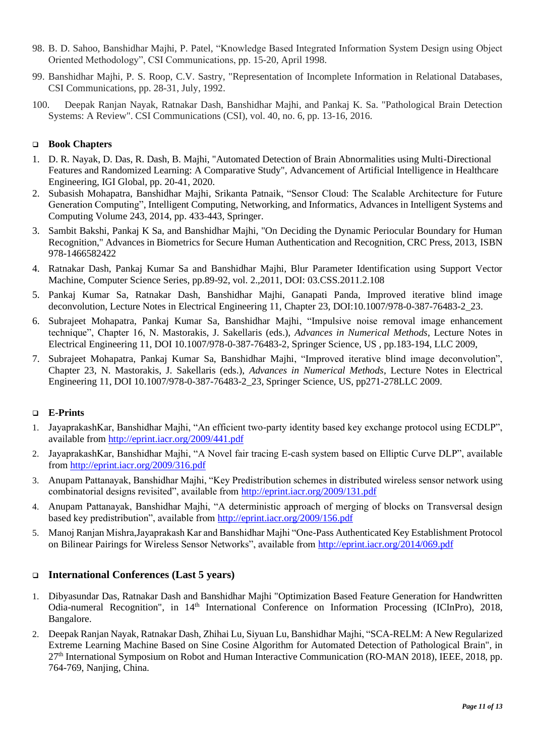98. B. D. Sahoo, Banshidhar Majhi, P. Patel, "Knowledge Based Integrated Information System Design using Object Oriented Methodology", CSI Communications, pp. 15-20, April 1998.
99. Banshidhar Majhi, P. S. Roop, C.V. Sastry, "Representation of Incomplete Information in Relational Databases, CSI Communications, pp. 28-31, July, 1992.
100. Deepak Ranjan Nayak, Ratnakar Dash, Banshidhar Majhi, and Pankaj K. Sa. "Pathological Brain Detection Systems: A Review". CSI Communications (CSI), vol. 40, no. 6, pp. 13-16, 2016.

## Book Chapters

1. D. R. Nayak, D. Das, R. Dash, B. Majhi, "Automated Detection of Brain Abnormalities using Multi-Directional Features and Randomized Learning: A Comparative Study", Advancement of Artificial Intelligence in Healthcare Engineering, IGI Global, pp. 20-41, 2020.
2. Subasish Mohapatra, Banshidhar Majhi, Srikanta Patnaik, "Sensor Cloud: The Scalable Architecture for Future Generation Computing", Intelligent Computing, Networking, and Informatics, Advances in Intelligent Systems and Computing Volume 243, 2014, pp. 433-443, Springer.
3. Sambit Bakshi, Pankaj K Sa, and Banshidhar Majhi, "On Deciding the Dynamic Periocular Boundary for Human Recognition," Advances in Biometrics for Secure Human Authentication and Recognition, CRC Press, 2013, ISBN 978-1466582422
4. Ratnakar Dash, Pankaj Kumar Sa and Banshidhar Majhi, Blur Parameter Identification using Support Vector Machine, Computer Science Series, pp.89-92, vol. 2.,2011, DOI: 03.CSS.2011.2.108
5. Pankaj Kumar Sa, Ratnakar Dash, Banshidhar Majhi, Ganapati Panda, Improved iterative blind image deconvolution, Lecture Notes in Electrical Engineering 11, Chapter 23, DOI:10.1007/978-0-387-76483-2_23.
6. Subrajeet Mohapatra, Pankaj Kumar Sa, Banshidhar Majhi, "Impulsive noise removal image enhancement technique", Chapter 16, N. Mastorakis, J. Sakellaris (eds.), *Advances in Numerical Methods*, Lecture Notes in Electrical Engineering 11, DOI 10.1007/978-0-387-76483-2, Springer Science, US , pp.183-194, LLC 2009,
7. Subrajeet Mohapatra, Pankaj Kumar Sa, Banshidhar Majhi, "Improved iterative blind image deconvolution", Chapter 23, N. Mastorakis, J. Sakellaris (eds.), *Advances in Numerical Methods*, Lecture Notes in Electrical Engineering 11, DOI 10.1007/978-0-387-76483-2_23, Springer Science, US, pp271-278LLC 2009.

## E-Prints

1. JayaprakashKar, Banshidhar Majhi, "An efficient two-party identity based key exchange protocol using ECDLP", available from http://eprint.iacr.org/2009/441.pdf
2. JayaprakashKar, Banshidhar Majhi, "A Novel fair tracing E-cash system based on Elliptic Curve DLP", available from http://eprint.iacr.org/2009/316.pdf
3. Anupam Pattanayak, Banshidhar Majhi, "Key Predistribution schemes in distributed wireless sensor network using combinatorial designs revisited", available from http://eprint.iacr.org/2009/131.pdf
4. Anupam Pattanayak, Banshidhar Majhi, "A deterministic approach of merging of blocks on Transversal design based key predistribution", available from http://eprint.iacr.org/2009/156.pdf
5. Manoj Ranjan Mishra,Jayaprakash Kar and Banshidhar Majhi "One-Pass Authenticated Key Establishment Protocol on Bilinear Pairings for Wireless Sensor Networks", available from http://eprint.iacr.org/2014/069.pdf

## International Conferences (Last 5 years)

1. Dibyasundar Das, Ratnakar Dash and Banshidhar Majhi "Optimization Based Feature Generation for Handwritten Odia-numeral Recognition", in 14th International Conference on Information Processing (ICInPro), 2018, Bangalore.
2. Deepak Ranjan Nayak, Ratnakar Dash, Zhihai Lu, Siyuan Lu, Banshidhar Majhi, "SCA-RELM: A New Regularized Extreme Learning Machine Based on Sine Cosine Algorithm for Automated Detection of Pathological Brain", in 27th International Symposium on Robot and Human Interactive Communication (RO-MAN 2018), IEEE, 2018, pp. 764-769, Nanjing, China.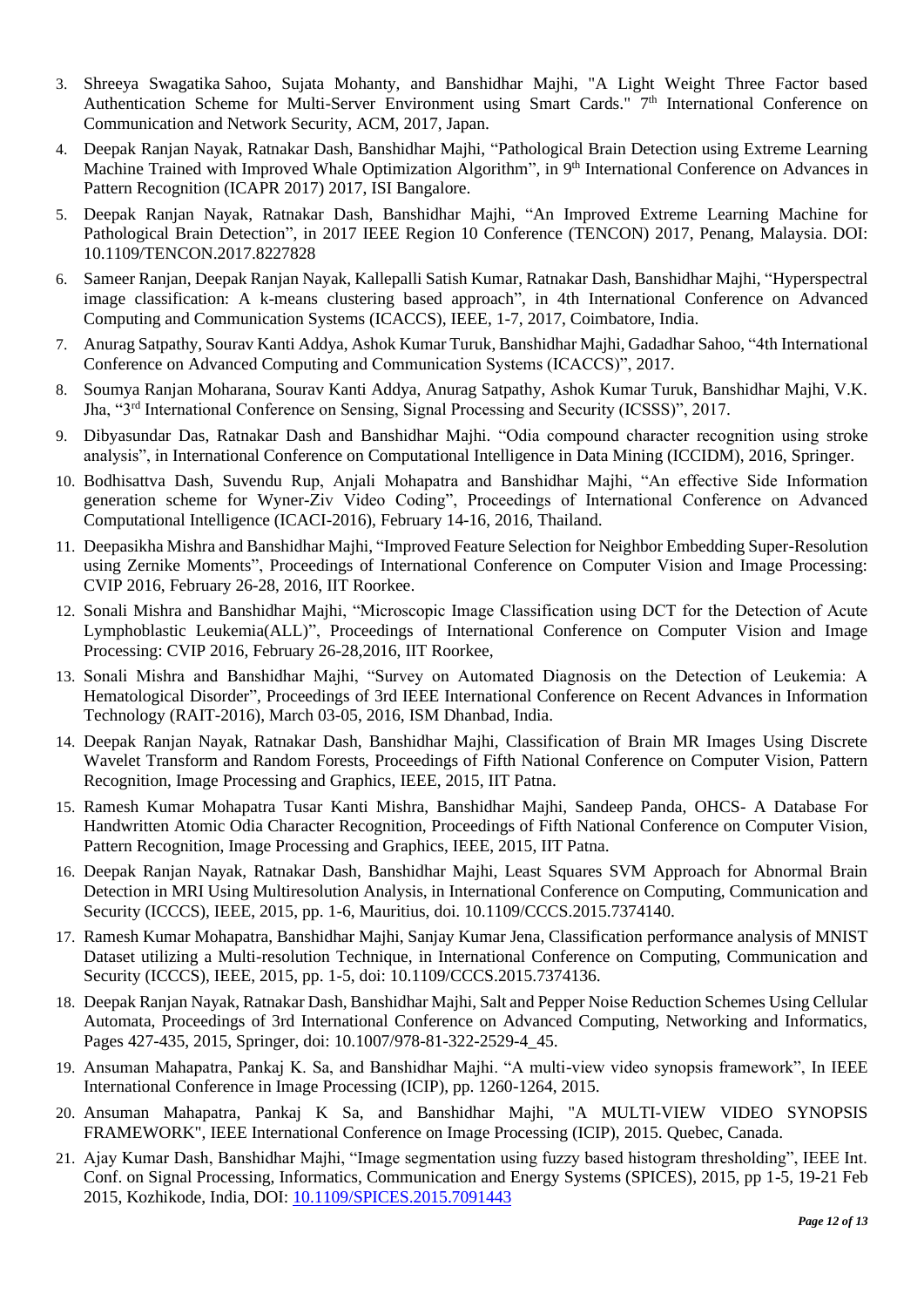3. Shreeya Swagatika Sahoo, Sujata Mohanty, and Banshidhar Majhi, "A Light Weight Three Factor based Authentication Scheme for Multi-Server Environment using Smart Cards." 7th International Conference on Communication and Network Security, ACM, 2017, Japan.
4. Deepak Ranjan Nayak, Ratnakar Dash, Banshidhar Majhi, "Pathological Brain Detection using Extreme Learning Machine Trained with Improved Whale Optimization Algorithm", in 9th International Conference on Advances in Pattern Recognition (ICAPR 2017) 2017, ISI Bangalore.
5. Deepak Ranjan Nayak, Ratnakar Dash, Banshidhar Majhi, "An Improved Extreme Learning Machine for Pathological Brain Detection", in 2017 IEEE Region 10 Conference (TENCON) 2017, Penang, Malaysia. DOI: 10.1109/TENCON.2017.8227828
6. Sameer Ranjan, Deepak Ranjan Nayak, Kallepalli Satish Kumar, Ratnakar Dash, Banshidhar Majhi, "Hyperspectral image classification: A k-means clustering based approach", in 4th International Conference on Advanced Computing and Communication Systems (ICACCS), IEEE, 1-7, 2017, Coimbatore, India.
7. Anurag Satpathy, Sourav Kanti Addya, Ashok Kumar Turuk, Banshidhar Majhi, Gadadhar Sahoo, "4th International Conference on Advanced Computing and Communication Systems (ICACCS)", 2017.
8. Soumya Ranjan Moharana, Sourav Kanti Addya, Anurag Satpathy, Ashok Kumar Turuk, Banshidhar Majhi, V.K. Jha, "3rd International Conference on Sensing, Signal Processing and Security (ICSSS)", 2017.
9. Dibyasundar Das, Ratnakar Dash and Banshidhar Majhi. "Odia compound character recognition using stroke analysis", in International Conference on Computational Intelligence in Data Mining (ICCIDM), 2016, Springer.
10. Bodhisattva Dash, Suvendu Rup, Anjali Mohapatra and Banshidhar Majhi, "An effective Side Information generation scheme for Wyner-Ziv Video Coding", Proceedings of International Conference on Advanced Computational Intelligence (ICACI-2016), February 14-16, 2016, Thailand.
11. Deepasikha Mishra and Banshidhar Majhi, "Improved Feature Selection for Neighbor Embedding Super-Resolution using Zernike Moments", Proceedings of International Conference on Computer Vision and Image Processing: CVIP 2016, February 26-28, 2016, IIT Roorkee.
12. Sonali Mishra and Banshidhar Majhi, "Microscopic Image Classification using DCT for the Detection of Acute Lymphoblastic Leukemia(ALL)", Proceedings of International Conference on Computer Vision and Image Processing: CVIP 2016, February 26-28,2016, IIT Roorkee,
13. Sonali Mishra and Banshidhar Majhi, "Survey on Automated Diagnosis on the Detection of Leukemia: A Hematological Disorder", Proceedings of 3rd IEEE International Conference on Recent Advances in Information Technology (RAIT-2016), March 03-05, 2016, ISM Dhanbad, India.
14. Deepak Ranjan Nayak, Ratnakar Dash, Banshidhar Majhi, Classification of Brain MR Images Using Discrete Wavelet Transform and Random Forests, Proceedings of Fifth National Conference on Computer Vision, Pattern Recognition, Image Processing and Graphics, IEEE, 2015, IIT Patna.
15. Ramesh Kumar Mohapatra Tusar Kanti Mishra, Banshidhar Majhi, Sandeep Panda, OHCS- A Database For Handwritten Atomic Odia Character Recognition, Proceedings of Fifth National Conference on Computer Vision, Pattern Recognition, Image Processing and Graphics, IEEE, 2015, IIT Patna.
16. Deepak Ranjan Nayak, Ratnakar Dash, Banshidhar Majhi, Least Squares SVM Approach for Abnormal Brain Detection in MRI Using Multiresolution Analysis, in International Conference on Computing, Communication and Security (ICCCS), IEEE, 2015, pp. 1-6, Mauritius, doi. 10.1109/CCCS.2015.7374140.
17. Ramesh Kumar Mohapatra, Banshidhar Majhi, Sanjay Kumar Jena, Classification performance analysis of MNIST Dataset utilizing a Multi-resolution Technique, in International Conference on Computing, Communication and Security (ICCCS), IEEE, 2015, pp. 1-5, doi: 10.1109/CCCS.2015.7374136.
18. Deepak Ranjan Nayak, Ratnakar Dash, Banshidhar Majhi, Salt and Pepper Noise Reduction Schemes Using Cellular Automata, Proceedings of 3rd International Conference on Advanced Computing, Networking and Informatics, Pages 427-435, 2015, Springer, doi: 10.1007/978-81-322-2529-4_45.
19. Ansuman Mahapatra, Pankaj K. Sa, and Banshidhar Majhi. "A multi-view video synopsis framework", In IEEE International Conference in Image Processing (ICIP), pp. 1260-1264, 2015.
20. Ansuman Mahapatra, Pankaj K Sa, and Banshidhar Majhi, "A MULTI-VIEW VIDEO SYNOPSIS FRAMEWORK", IEEE International Conference on Image Processing (ICIP), 2015. Quebec, Canada.
21. Ajay Kumar Dash, Banshidhar Majhi, "Image segmentation using fuzzy based histogram thresholding", IEEE Int. Conf. on Signal Processing, Informatics, Communication and Energy Systems (SPICES), 2015, pp 1-5, 19-21 Feb 2015, Kozhikode, India, DOI: 10.1109/SPICES.2015.7091443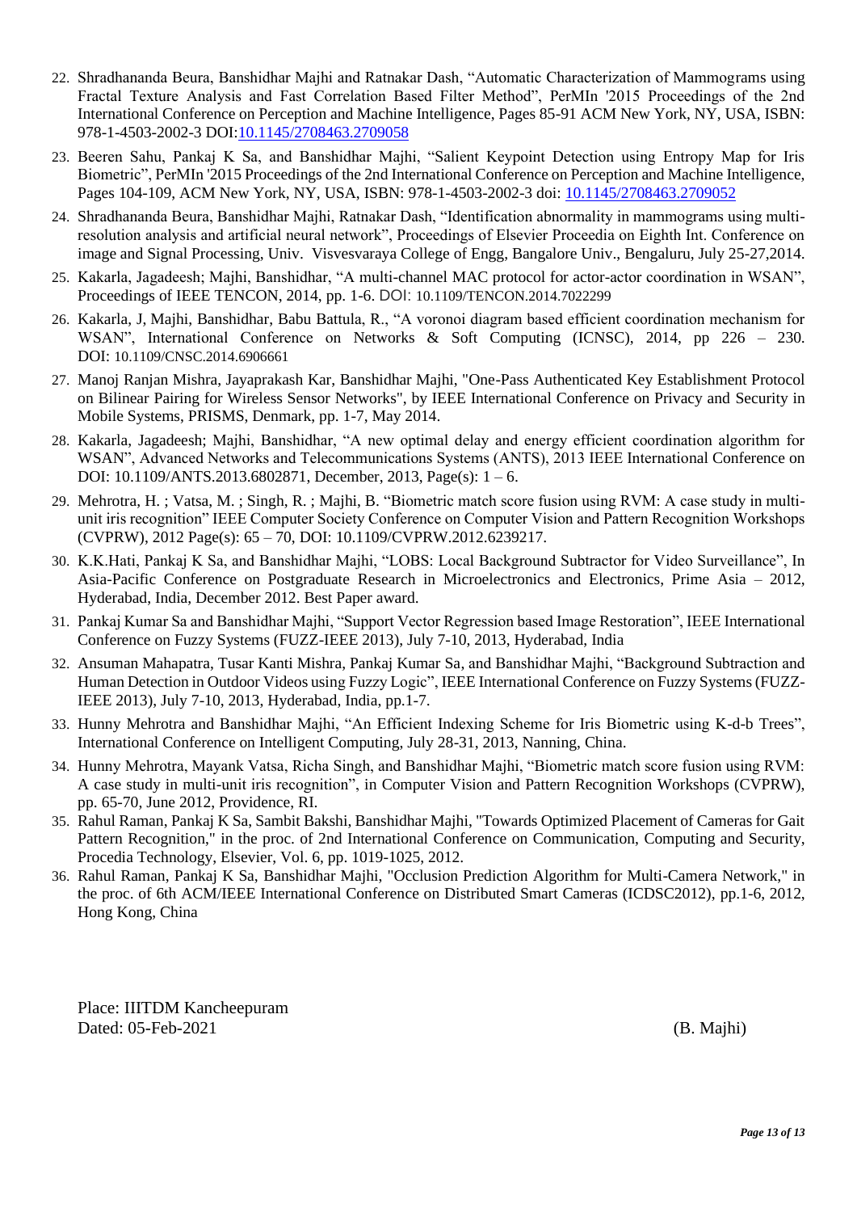22. Shradhananda Beura, Banshidhar Majhi and Ratnakar Dash, "Automatic Characterization of Mammograms using Fractal Texture Analysis and Fast Correlation Based Filter Method", PerMIn '2015 Proceedings of the 2nd International Conference on Perception and Machine Intelligence, Pages 85-91 ACM New York, NY, USA, ISBN: 978-1-4503-2002-3 DOI:10.1145/2708463.2709058
23. Beeren Sahu, Pankaj K Sa, and Banshidhar Majhi, "Salient Keypoint Detection using Entropy Map for Iris Biometric", PerMIn '2015 Proceedings of the 2nd International Conference on Perception and Machine Intelligence, Pages 104-109, ACM New York, NY, USA, ISBN: 978-1-4503-2002-3 doi: 10.1145/2708463.2709052
24. Shradhananda Beura, Banshidhar Majhi, Ratnakar Dash, "Identification abnormality in mammograms using multi-resolution analysis and artificial neural network", Proceedings of Elsevier Proceedia on Eighth Int. Conference on image and Signal Processing, Univ. Visvesvaraya College of Engg, Bangalore Univ., Bengaluru, July 25-27,2014.
25. Kakarla, Jagadeesh; Majhi, Banshidhar, "A multi-channel MAC protocol for actor-actor coordination in WSAN", Proceedings of IEEE TENCON, 2014, pp. 1-6. DOI: 10.1109/TENCON.2014.7022299
26. Kakarla, J, Majhi, Banshidhar, Babu Battula, R., "A voronoi diagram based efficient coordination mechanism for WSAN", International Conference on Networks & Soft Computing (ICNSC), 2014, pp 226 – 230. DOI: 10.1109/CNSC.2014.6906661
27. Manoj Ranjan Mishra, Jayaprakash Kar, Banshidhar Majhi, "One-Pass Authenticated Key Establishment Protocol on Bilinear Pairing for Wireless Sensor Networks", by IEEE International Conference on Privacy and Security in Mobile Systems, PRISMS, Denmark, pp. 1-7, May 2014.
28. Kakarla, Jagadeesh; Majhi, Banshidhar, "A new optimal delay and energy efficient coordination algorithm for WSAN", Advanced Networks and Telecommunications Systems (ANTS), 2013 IEEE International Conference on DOI: 10.1109/ANTS.2013.6802871, December, 2013, Page(s): 1 – 6.
29. Mehrotra, H. ; Vatsa, M. ; Singh, R. ; Majhi, B. "Biometric match score fusion using RVM: A case study in multi-unit iris recognition" IEEE Computer Society Conference on Computer Vision and Pattern Recognition Workshops (CVPRW), 2012 Page(s): 65 – 70, DOI: 10.1109/CVPRW.2012.6239217.
30. K.K.Hati, Pankaj K Sa, and Banshidhar Majhi, "LOBS: Local Background Subtractor for Video Surveillance", In Asia-Pacific Conference on Postgraduate Research in Microelectronics and Electronics, Prime Asia – 2012, Hyderabad, India, December 2012. Best Paper award.
31. Pankaj Kumar Sa and Banshidhar Majhi, "Support Vector Regression based Image Restoration", IEEE International Conference on Fuzzy Systems (FUZZ-IEEE 2013), July 7-10, 2013, Hyderabad, India
32. Ansuman Mahapatra, Tusar Kanti Mishra, Pankaj Kumar Sa, and Banshidhar Majhi, "Background Subtraction and Human Detection in Outdoor Videos using Fuzzy Logic", IEEE International Conference on Fuzzy Systems (FUZZ-IEEE 2013), July 7-10, 2013, Hyderabad, India, pp.1-7.
33. Hunny Mehrotra and Banshidhar Majhi, "An Efficient Indexing Scheme for Iris Biometric using K-d-b Trees", International Conference on Intelligent Computing, July 28-31, 2013, Nanning, China.
34. Hunny Mehrotra, Mayank Vatsa, Richa Singh, and Banshidhar Majhi, "Biometric match score fusion using RVM: A case study in multi-unit iris recognition", in Computer Vision and Pattern Recognition Workshops (CVPRW), pp. 65-70, June 2012, Providence, RI.
35. Rahul Raman, Pankaj K Sa, Sambit Bakshi, Banshidhar Majhi, "Towards Optimized Placement of Cameras for Gait Pattern Recognition," in the proc. of 2nd International Conference on Communication, Computing and Security, Procedia Technology, Elsevier, Vol. 6, pp. 1019-1025, 2012.
36. Rahul Raman, Pankaj K Sa, Banshidhar Majhi, "Occlusion Prediction Algorithm for Multi-Camera Network," in the proc. of 6th ACM/IEEE International Conference on Distributed Smart Cameras (ICDSC2012), pp.1-6, 2012, Hong Kong, China

Place: IIITDM Kancheepuram
Dated: 05-Feb-2021

(B. Majhi)